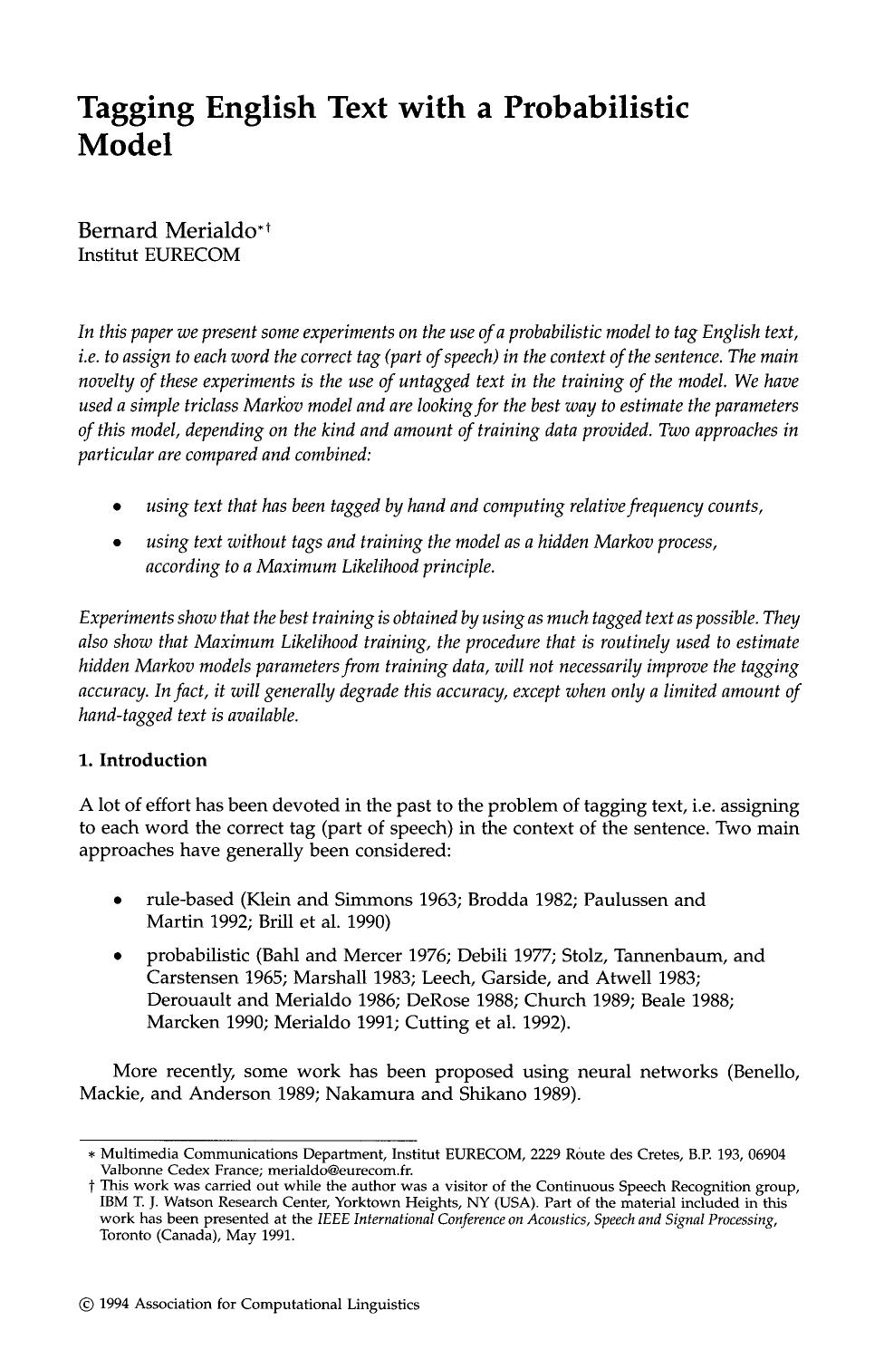# Tagging English Text with a Probabilistic Model

Bernard Merialdo*†
Institut EURECOM

*In this paper we present some experiments on the use of a probabilistic model to tag English text, i.e. to assign to each word the correct tag (part of speech) in the context of the sentence. The main novelty of these experiments is the use of untagged text in the training of the model. We have used a simple triclass Markov model and are looking for the best way to estimate the parameters of this model, depending on the kind and amount of training data provided. Two approaches in particular are compared and combined:*

- *using text that has been tagged by hand and computing relative frequency counts,*
- *using text without tags and training the model as a hidden Markov process, according to a Maximum Likelihood principle.*

*Experiments show that the best training is obtained by using as much tagged text as possible. They also show that Maximum Likelihood training, the procedure that is routinely used to estimate hidden Markov models parameters from training data, will not necessarily improve the tagging accuracy. In fact, it will generally degrade this accuracy, except when only a limited amount of hand-tagged text is available.*

## 1. Introduction

A lot of effort has been devoted in the past to the problem of tagging text, i.e. assigning to each word the correct tag (part of speech) in the context of the sentence. Two main approaches have generally been considered:

- rule-based (Klein and Simmons 1963; Brodda 1982; Paulussen and Martin 1992; Brill et al. 1990)
- probabilistic (Bahl and Mercer 1976; Debili 1977; Stolz, Tannenbaum, and Carstensen 1965; Marshall 1983; Leech, Garside, and Atwell 1983; Derouault and Merialdo 1986; DeRose 1988; Church 1989; Beale 1988; Marcken 1990; Merialdo 1991; Cutting et al. 1992).

More recently, some work has been proposed using neural networks (Benello, Mackie, and Anderson 1989; Nakamura and Shikano 1989).

* Multimedia Communications Department, Institut EURECOM, 2229 Route des Cretes, B.P. 193, 06904 Valbonne Cedex France; merialdo@eurecom.fr.

† This work was carried out while the author was a visitor of the Continuous Speech Recognition group, IBM T. J. Watson Research Center, Yorktown Heights, NY (USA). Part of the material included in this work has been presented at the *IEEE International Conference on Acoustics, Speech and Signal Processing*, Toronto (Canada), May 1991.

© 1994 Association for Computational Linguistics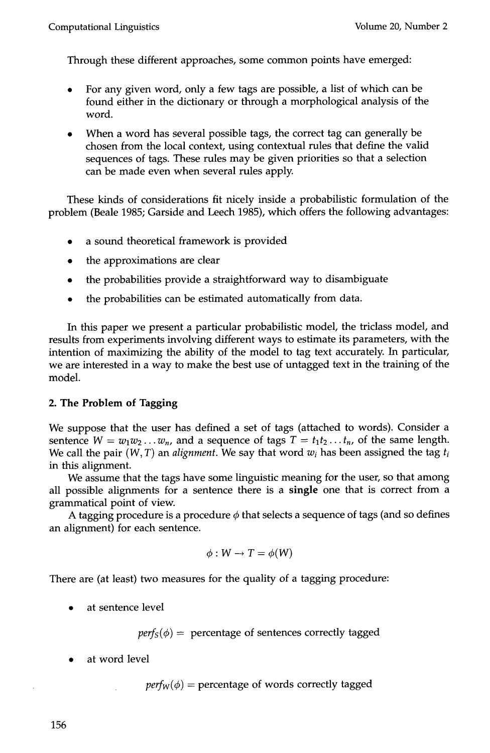Through these different approaches, some common points have emerged:

- For any given word, only a few tags are possible, a list of which can be found either in the dictionary or through a morphological analysis of the word.
- When a word has several possible tags, the correct tag can generally be chosen from the local context, using contextual rules that define the valid sequences of tags. These rules may be given priorities so that a selection can be made even when several rules apply.

These kinds of considerations fit nicely inside a probabilistic formulation of the problem (Beale 1985; Garside and Leech 1985), which offers the following advantages:

- a sound theoretical framework is provided
- the approximations are clear
- the probabilities provide a straightforward way to disambiguate
- the probabilities can be estimated automatically from data.

In this paper we present a particular probabilistic model, the triclass model, and results from experiments involving different ways to estimate its parameters, with the intention of maximizing the ability of the model to tag text accurately. In particular, we are interested in a way to make the best use of untagged text in the training of the model.

## 2. The Problem of Tagging

We suppose that the user has defined a set of tags (attached to words). Consider a sentence $W = w_1 w_2 \dots w_n$, and a sequence of tags $T = t_1 t_2 \dots t_n$, of the same length. We call the pair $(W, T)$ an *alignment*. We say that word $w_i$ has been assigned the tag $t_i$ in this alignment.

We assume that the tags have some linguistic meaning for the user, so that among all possible alignments for a sentence there is a **single** one that is correct from a grammatical point of view.

A tagging procedure is a procedure $\phi$ that selects a sequence of tags (and so defines an alignment) for each sentence.

$$\phi : W \rightarrow T = \phi(W)$$

There are (at least) two measures for the quality of a tagging procedure:

- at sentence level

$$perf_S(\phi) = \text{ percentage of sentences correctly tagged}$$

- at word level

$$perf_W(\phi) = \text{percentage of words correctly tagged}$$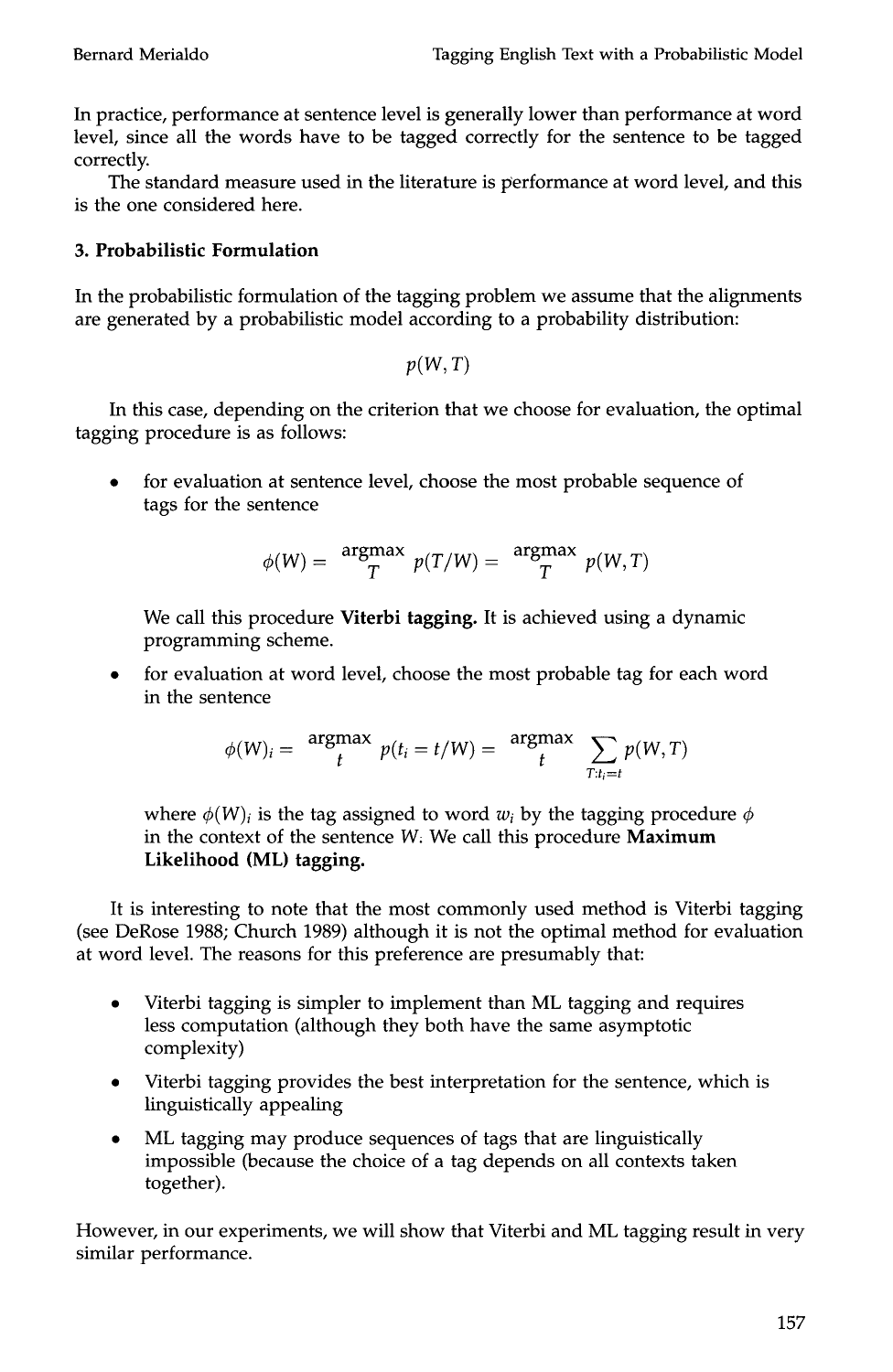In practice, performance at sentence level is generally lower than performance at word level, since all the words have to be tagged correctly for the sentence to be tagged correctly.

The standard measure used in the literature is performance at word level, and this is the one considered here.

## 3. Probabilistic Formulation

In the probabilistic formulation of the tagging problem we assume that the alignments are generated by a probabilistic model according to a probability distribution:

$$p(W, T)$$

In this case, depending on the criterion that we choose for evaluation, the optimal tagging procedure is as follows:

- for evaluation at sentence level, choose the most probable sequence of tags for the sentence

$$\phi(W) = \underset{T}{\text{argmax}}\ p(T/W) = \underset{T}{\text{argmax}}\ p(W, T)$$

  We call this procedure **Viterbi tagging.** It is achieved using a dynamic programming scheme.

- for evaluation at word level, choose the most probable tag for each word in the sentence

$$\phi(W)_i = \underset{t}{\text{argmax}}\ p(t_i = t/W) = \underset{t}{\text{argmax}} \sum_{T:t_i=t} p(W, T)$$

  where $\phi(W)_i$ is the tag assigned to word $w_i$ by the tagging procedure $\phi$ in the context of the sentence $W$. We call this procedure **Maximum Likelihood (ML) tagging.**

It is interesting to note that the most commonly used method is Viterbi tagging (see DeRose 1988; Church 1989) although it is not the optimal method for evaluation at word level. The reasons for this preference are presumably that:

- Viterbi tagging is simpler to implement than ML tagging and requires less computation (although they both have the same asymptotic complexity)
- Viterbi tagging provides the best interpretation for the sentence, which is linguistically appealing
- ML tagging may produce sequences of tags that are linguistically impossible (because the choice of a tag depends on all contexts taken together).

However, in our experiments, we will show that Viterbi and ML tagging result in very similar performance.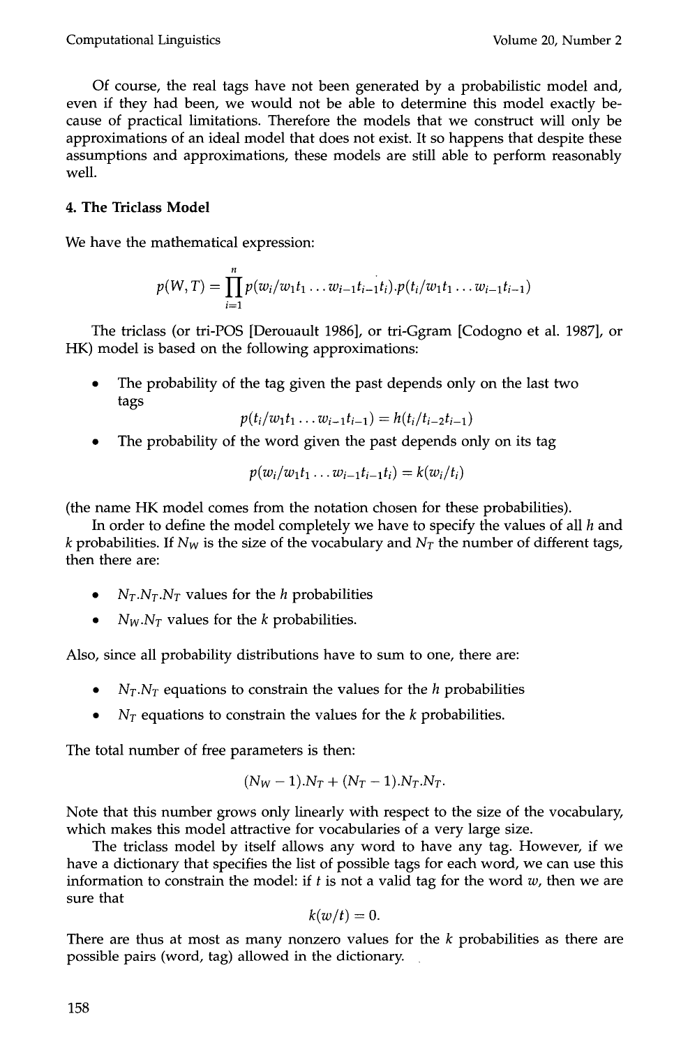Of course, the real tags have not been generated by a probabilistic model and, even if they had been, we would not be able to determine this model exactly because of practical limitations. Therefore the models that we construct will only be approximations of an ideal model that does not exist. It so happens that despite these assumptions and approximations, these models are still able to perform reasonably well.

## 4. The Triclass Model

We have the mathematical expression:

$$p(W,T) = \prod_{i=1}^{n} p(w_i/w_1t_1 \ldots w_{i-1}t_{i-1}t_i).p(t_i/w_1t_1 \ldots w_{i-1}t_{i-1})$$

The triclass (or tri-POS [Derouault 1986], or tri-Ggram [Codogno et al. 1987], or HK) model is based on the following approximations:

- The probability of the tag given the past depends only on the last two tags
$$p(t_i/w_1t_1 \ldots w_{i-1}t_{i-1}) = h(t_i/t_{i-2}t_{i-1})$$
- The probability of the word given the past depends only on its tag
$$p(w_i/w_1t_1 \ldots w_{i-1}t_{i-1}t_i) = k(w_i/t_i)$$

(the name HK model comes from the notation chosen for these probabilities).

In order to define the model completely we have to specify the values of all $h$ and $k$ probabilities. If $N_W$ is the size of the vocabulary and $N_T$ the number of different tags, then there are:

- $N_T.N_T.N_T$ values for the $h$ probabilities
- $N_W.N_T$ values for the $k$ probabilities.

Also, since all probability distributions have to sum to one, there are:

- $N_T.N_T$ equations to constrain the values for the $h$ probabilities
- $N_T$ equations to constrain the values for the $k$ probabilities.

The total number of free parameters is then:

$$(N_W - 1).N_T + (N_T - 1).N_T.N_T.$$

Note that this number grows only linearly with respect to the size of the vocabulary, which makes this model attractive for vocabularies of a very large size.

The triclass model by itself allows any word to have any tag. However, if we have a dictionary that specifies the list of possible tags for each word, we can use this information to constrain the model: if $t$ is not a valid tag for the word $w$, then we are sure that

$$k(w/t) = 0.$$

There are thus at most as many nonzero values for the $k$ probabilities as there are possible pairs (word, tag) allowed in the dictionary.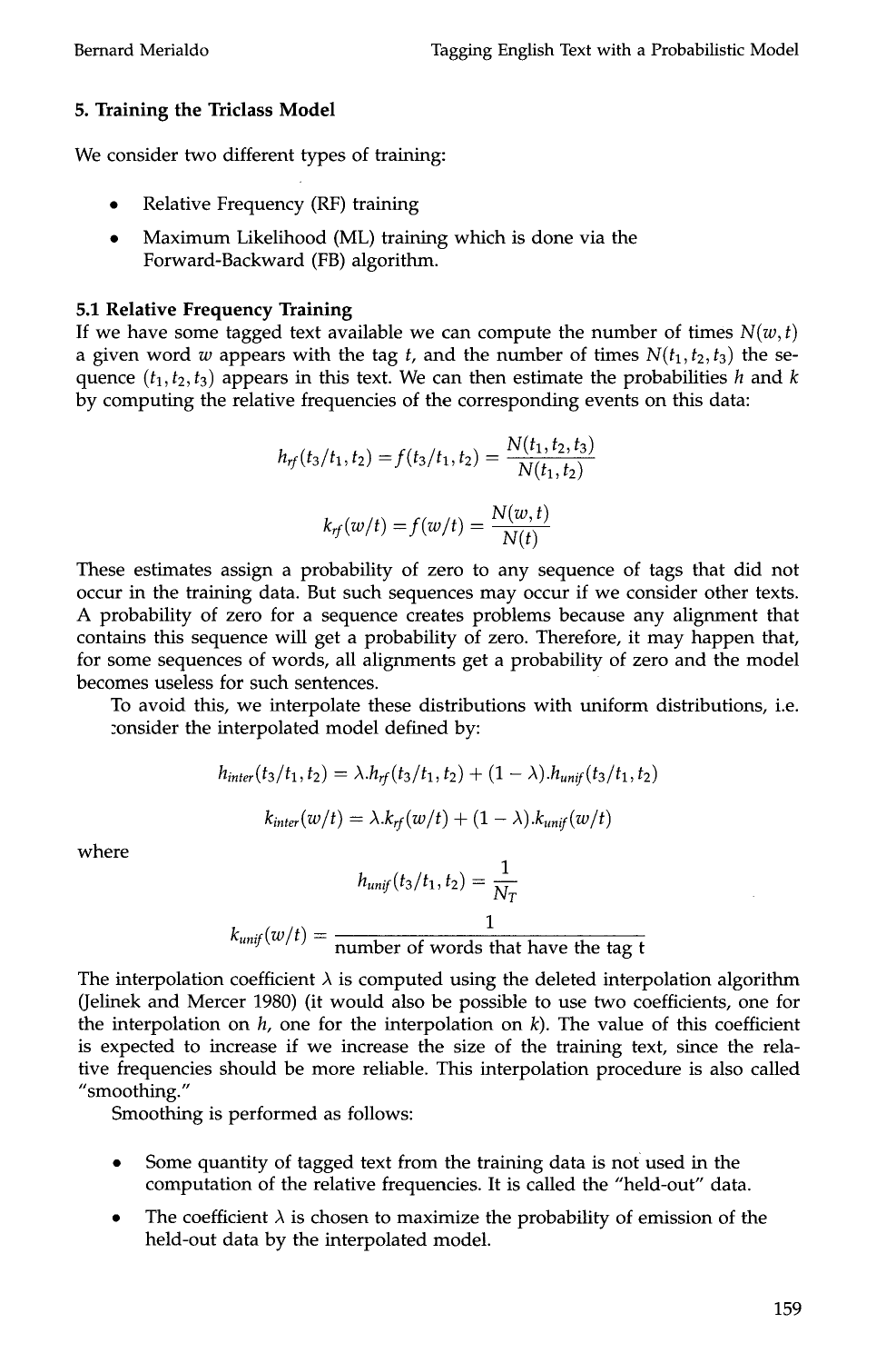## 5. Training the Triclass Model

We consider two different types of training:

- Relative Frequency (RF) training
- Maximum Likelihood (ML) training which is done via the Forward-Backward (FB) algorithm.

### 5.1 Relative Frequency Training

If we have some tagged text available we can compute the number of times $N(w, t)$ a given word $w$ appears with the tag $t$, and the number of times $N(t_1, t_2, t_3)$ the sequence $(t_1, t_2, t_3)$ appears in this text. We can then estimate the probabilities $h$ and $k$ by computing the relative frequencies of the corresponding events on this data:

$$h_{rf}(t_3/t_1, t_2) = f(t_3/t_1, t_2) = \frac{N(t_1, t_2, t_3)}{N(t_1, t_2)}$$

$$k_{rf}(w/t) = f(w/t) = \frac{N(w, t)}{N(t)}$$

These estimates assign a probability of zero to any sequence of tags that did not occur in the training data. But such sequences may occur if we consider other texts. A probability of zero for a sequence creates problems because any alignment that contains this sequence will get a probability of zero. Therefore, it may happen that, for some sequences of words, all alignments get a probability of zero and the model becomes useless for such sentences.

To avoid this, we interpolate these distributions with uniform distributions, i.e. consider the interpolated model defined by:

$$h_{inter}(t_3/t_1, t_2) = \lambda.h_{rf}(t_3/t_1, t_2) + (1 - \lambda).h_{unif}(t_3/t_1, t_2)$$

$$k_{inter}(w/t) = \lambda.k_{rf}(w/t) + (1 - \lambda).k_{unif}(w/t)$$

where

$$h_{unif}(t_3/t_1, t_2) = \frac{1}{N_T}$$

$$k_{unif}(w/t) = \frac{1}{\text{number of words that have the tag t}}$$

The interpolation coefficient $\lambda$ is computed using the deleted interpolation algorithm (Jelinek and Mercer 1980) (it would also be possible to use two coefficients, one for the interpolation on $h$, one for the interpolation on $k$). The value of this coefficient is expected to increase if we increase the size of the training text, since the relative frequencies should be more reliable. This interpolation procedure is also called "smoothing."

Smoothing is performed as follows:

- Some quantity of tagged text from the training data is not used in the computation of the relative frequencies. It is called the "held-out" data.
- The coefficient $\lambda$ is chosen to maximize the probability of emission of the held-out data by the interpolated model.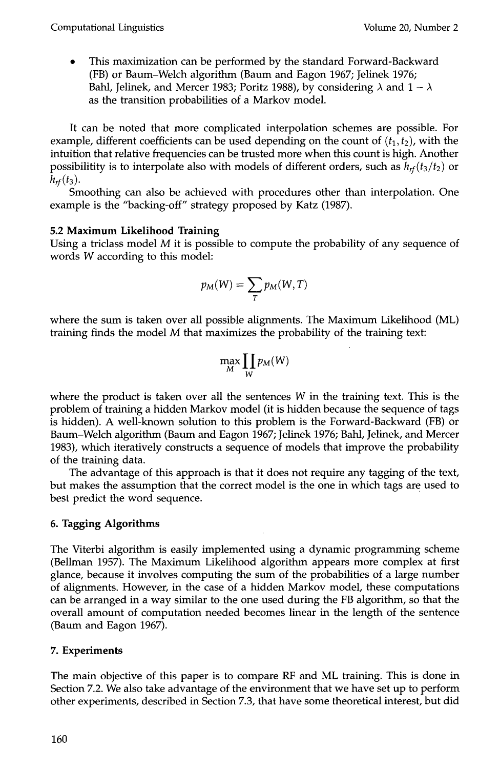- This maximization can be performed by the standard Forward-Backward (FB) or Baum–Welch algorithm (Baum and Eagon 1967; Jelinek 1976; Bahl, Jelinek, and Mercer 1983; Poritz 1988), by considering $\lambda$ and $1 - \lambda$ as the transition probabilities of a Markov model.

It can be noted that more complicated interpolation schemes are possible. For example, different coefficients can be used depending on the count of $(t_1, t_2)$, with the intuition that relative frequencies can be trusted more when this count is high. Another possibilitity is to interpolate also with models of different orders, such as $h_{rf}(t_3/t_2)$ or $h_{rf}(t_3)$.

Smoothing can also be achieved with procedures other than interpolation. One example is the "backing-off" strategy proposed by Katz (1987).

### 5.2 Maximum Likelihood Training

Using a triclass model $M$ it is possible to compute the probability of any sequence of words $W$ according to this model:

$$p_M(W) = \sum_T p_M(W, T)$$

where the sum is taken over all possible alignments. The Maximum Likelihood (ML) training finds the model $M$ that maximizes the probability of the training text:

$$\max_M \prod_W p_M(W)$$

where the product is taken over all the sentences $W$ in the training text. This is the problem of training a hidden Markov model (it is hidden because the sequence of tags is hidden). A well-known solution to this problem is the Forward-Backward (FB) or Baum–Welch algorithm (Baum and Eagon 1967; Jelinek 1976; Bahl, Jelinek, and Mercer 1983), which iteratively constructs a sequence of models that improve the probability of the training data.

The advantage of this approach is that it does not require any tagging of the text, but makes the assumption that the correct model is the one in which tags are used to best predict the word sequence.

## 6. Tagging Algorithms

The Viterbi algorithm is easily implemented using a dynamic programming scheme (Bellman 1957). The Maximum Likelihood algorithm appears more complex at first glance, because it involves computing the sum of the probabilities of a large number of alignments. However, in the case of a hidden Markov model, these computations can be arranged in a way similar to the one used during the FB algorithm, so that the overall amount of computation needed becomes linear in the length of the sentence (Baum and Eagon 1967).

## 7. Experiments

The main objective of this paper is to compare RF and ML training. This is done in Section 7.2. We also take advantage of the environment that we have set up to perform other experiments, described in Section 7.3, that have some theoretical interest, but did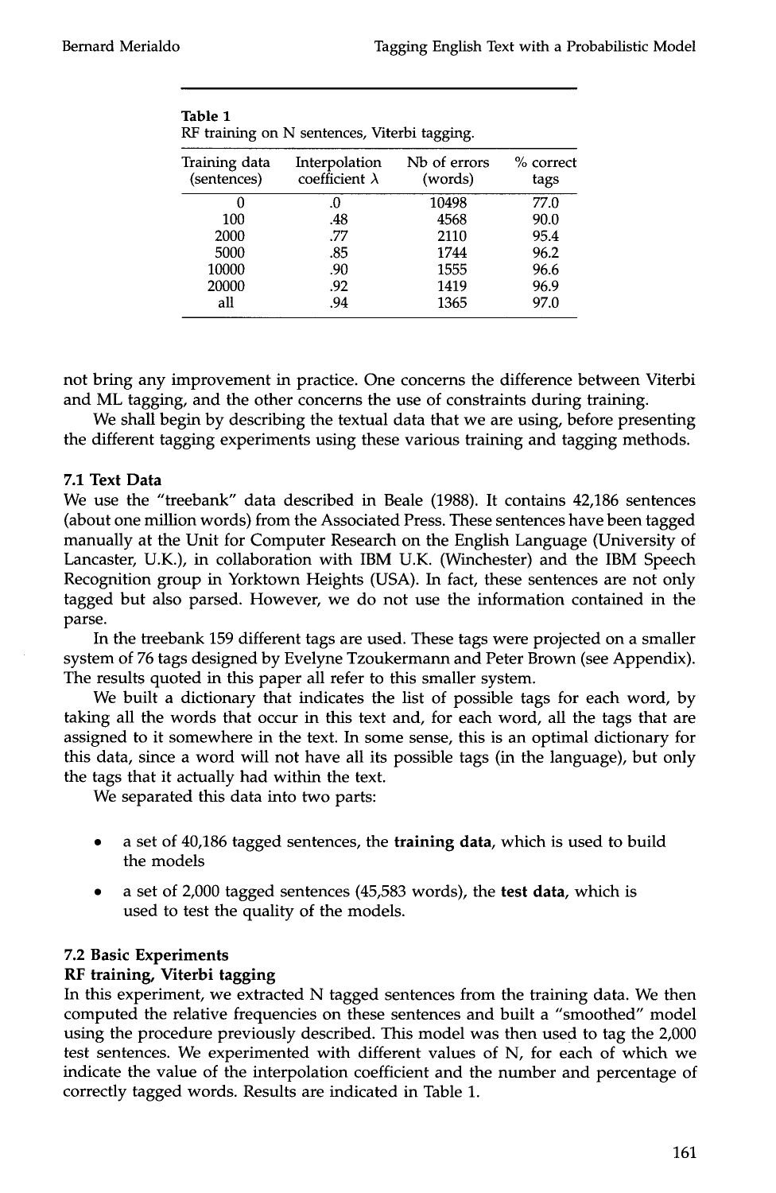**Table 1**
RF training on N sentences, Viterbi tagging.

| Training data (sentences) | Interpolation coefficient $\lambda$ | Nb of errors (words) | % correct tags |
|---|---|---|---|
| 0 | .0 | 10498 | 77.0 |
| 100 | .48 | 4568 | 90.0 |
| 2000 | .77 | 2110 | 95.4 |
| 5000 | .85 | 1744 | 96.2 |
| 10000 | .90 | 1555 | 96.6 |
| 20000 | .92 | 1419 | 96.9 |
| all | .94 | 1365 | 97.0 |

not bring any improvement in practice. One concerns the difference between Viterbi and ML tagging, and the other concerns the use of constraints during training.

We shall begin by describing the textual data that we are using, before presenting the different tagging experiments using these various training and tagging methods.

### 7.1 Text Data

We use the "treebank" data described in Beale (1988). It contains 42,186 sentences (about one million words) from the Associated Press. These sentences have been tagged manually at the Unit for Computer Research on the English Language (University of Lancaster, U.K.), in collaboration with IBM U.K. (Winchester) and the IBM Speech Recognition group in Yorktown Heights (USA). In fact, these sentences are not only tagged but also parsed. However, we do not use the information contained in the parse.

In the treebank 159 different tags are used. These tags were projected on a smaller system of 76 tags designed by Evelyne Tzoukermann and Peter Brown (see Appendix). The results quoted in this paper all refer to this smaller system.

We built a dictionary that indicates the list of possible tags for each word, by taking all the words that occur in this text and, for each word, all the tags that are assigned to it somewhere in the text. In some sense, this is an optimal dictionary for this data, since a word will not have all its possible tags (in the language), but only the tags that it actually had within the text.

We separated this data into two parts:

- a set of 40,186 tagged sentences, the **training data**, which is used to build the models
- a set of 2,000 tagged sentences (45,583 words), the **test data**, which is used to test the quality of the models.

### 7.2 Basic Experiments

**RF training, Viterbi tagging**

In this experiment, we extracted N tagged sentences from the training data. We then computed the relative frequencies on these sentences and built a "smoothed" model using the procedure previously described. This model was then used to tag the 2,000 test sentences. We experimented with different values of N, for each of which we indicate the value of the interpolation coefficient and the number and percentage of correctly tagged words. Results are indicated in Table 1.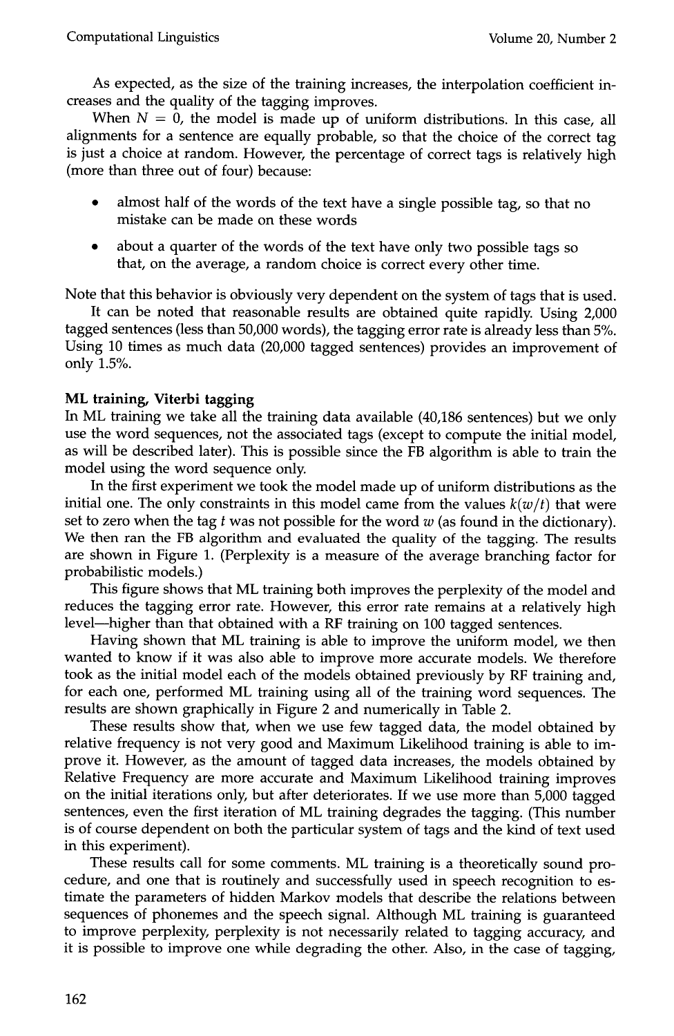As expected, as the size of the training increases, the interpolation coefficient increases and the quality of the tagging improves.

When $N = 0$, the model is made up of uniform distributions. In this case, all alignments for a sentence are equally probable, so that the choice of the correct tag is just a choice at random. However, the percentage of correct tags is relatively high (more than three out of four) because:

- almost half of the words of the text have a single possible tag, so that no mistake can be made on these words
- about a quarter of the words of the text have only two possible tags so that, on the average, a random choice is correct every other time.

Note that this behavior is obviously very dependent on the system of tags that is used.

It can be noted that reasonable results are obtained quite rapidly. Using 2,000 tagged sentences (less than 50,000 words), the tagging error rate is already less than 5%. Using 10 times as much data (20,000 tagged sentences) provides an improvement of only 1.5%.

**ML training, Viterbi tagging**

In ML training we take all the training data available (40,186 sentences) but we only use the word sequences, not the associated tags (except to compute the initial model, as will be described later). This is possible since the FB algorithm is able to train the model using the word sequence only.

In the first experiment we took the model made up of uniform distributions as the initial one. The only constraints in this model came from the values $k(w/t)$ that were set to zero when the tag $t$ was not possible for the word $w$ (as found in the dictionary). We then ran the FB algorithm and evaluated the quality of the tagging. The results are shown in Figure 1. (Perplexity is a measure of the average branching factor for probabilistic models.)

This figure shows that ML training both improves the perplexity of the model and reduces the tagging error rate. However, this error rate remains at a relatively high level—higher than that obtained with a RF training on 100 tagged sentences.

Having shown that ML training is able to improve the uniform model, we then wanted to know if it was also able to improve more accurate models. We therefore took as the initial model each of the models obtained previously by RF training and, for each one, performed ML training using all of the training word sequences. The results are shown graphically in Figure 2 and numerically in Table 2.

These results show that, when we use few tagged data, the model obtained by relative frequency is not very good and Maximum Likelihood training is able to improve it. However, as the amount of tagged data increases, the models obtained by Relative Frequency are more accurate and Maximum Likelihood training improves on the initial iterations only, but after deteriorates. If we use more than 5,000 tagged sentences, even the first iteration of ML training degrades the tagging. (This number is of course dependent on both the particular system of tags and the kind of text used in this experiment).

These results call for some comments. ML training is a theoretically sound procedure, and one that is routinely and successfully used in speech recognition to estimate the parameters of hidden Markov models that describe the relations between sequences of phonemes and the speech signal. Although ML training is guaranteed to improve perplexity, perplexity is not necessarily related to tagging accuracy, and it is possible to improve one while degrading the other. Also, in the case of tagging,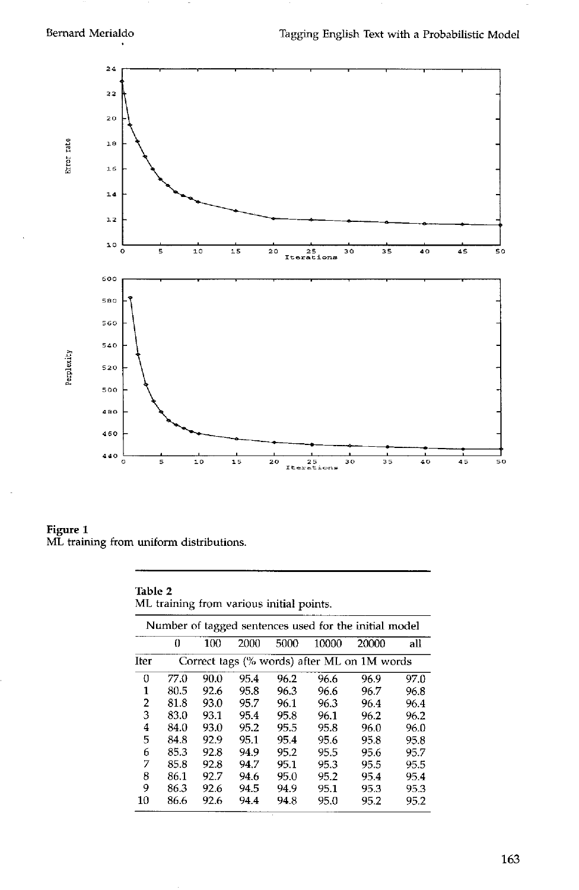Figure 1
ML training from uniform distributions.

**Table 2**
ML training from various initial points.

| | Number of tagged sentences used for the initial model | | | | | | |
|---|---|---|---|---|---|---|---|
| | 0 | 100 | 2000 | 5000 | 10000 | 20000 | all |
| Iter | Correct tags (% words) after ML on 1M words | | | | | | |
| 0 | 77.0 | 90.0 | 95.4 | 96.2 | 96.6 | 96.9 | 97.0 |
| 1 | 80.5 | 92.6 | 95.8 | 96.3 | 96.6 | 96.7 | 96.8 |
| 2 | 81.8 | 93.0 | 95.7 | 96.1 | 96.3 | 96.4 | 96.4 |
| 3 | 83.0 | 93.1 | 95.4 | 95.8 | 96.1 | 96.2 | 96.2 |
| 4 | 84.0 | 93.0 | 95.2 | 95.5 | 95.8 | 96.0 | 96.0 |
| 5 | 84.8 | 92.9 | 95.1 | 95.4 | 95.6 | 95.8 | 95.8 |
| 6 | 85.3 | 92.8 | 94.9 | 95.2 | 95.5 | 95.6 | 95.7 |
| 7 | 85.8 | 92.8 | 94.7 | 95.1 | 95.3 | 95.5 | 95.5 |
| 8 | 86.1 | 92.7 | 94.6 | 95.0 | 95.2 | 95.4 | 95.4 |
| 9 | 86.3 | 92.6 | 94.5 | 94.9 | 95.1 | 95.3 | 95.3 |
| 10 | 86.6 | 92.6 | 94.4 | 94.8 | 95.0 | 95.2 | 95.2 |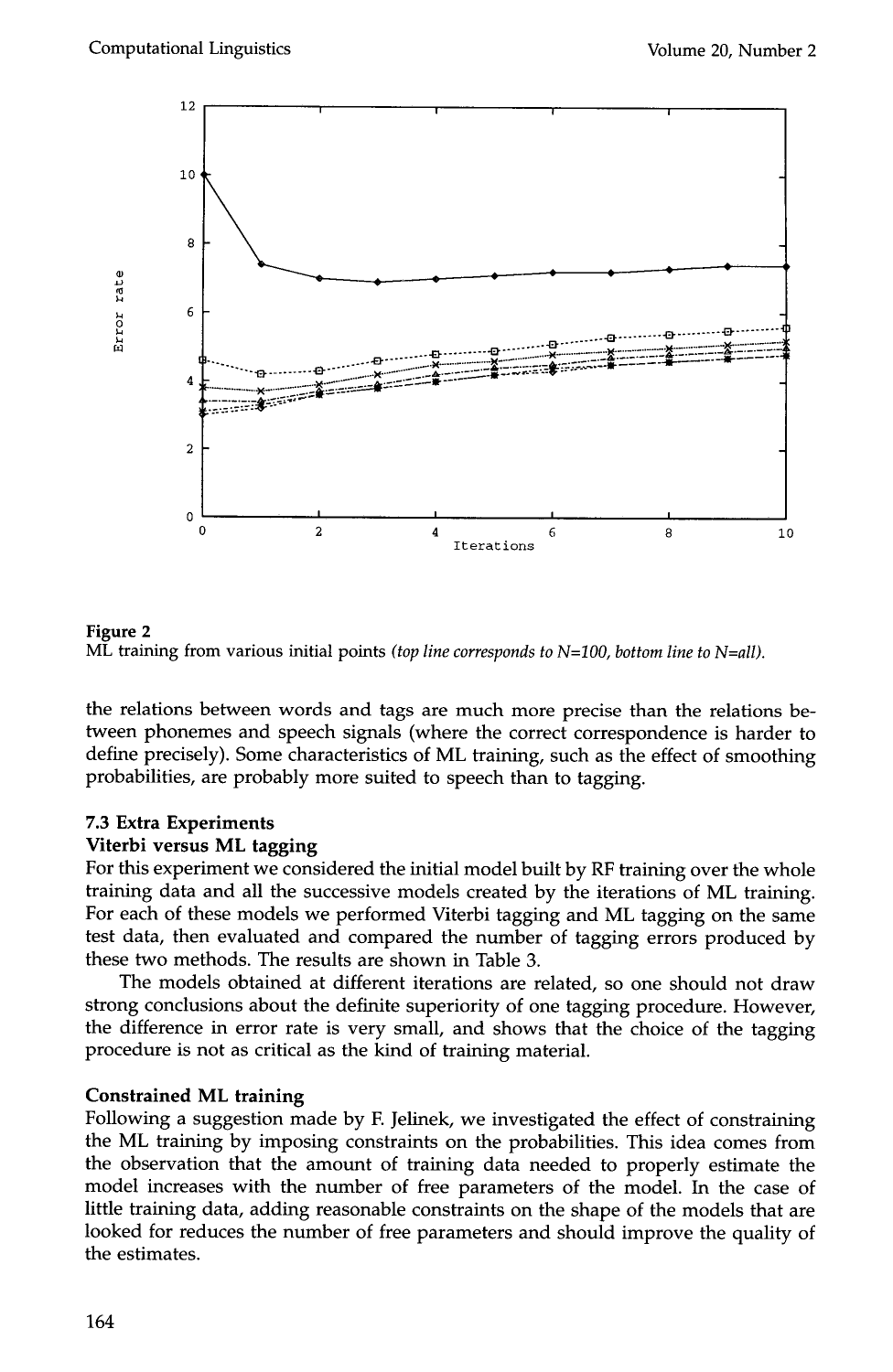**Figure 2**
ML training from various initial points *(top line corresponds to N=100, bottom line to N=all).*

the relations between words and tags are much more precise than the relations between phonemes and speech signals (where the correct correspondence is harder to define precisely). Some characteristics of ML training, such as the effect of smoothing probabilities, are probably more suited to speech than to tagging.

### 7.3 Extra Experiments

**Viterbi versus ML tagging**

For this experiment we considered the initial model built by RF training over the whole training data and all the successive models created by the iterations of ML training. For each of these models we performed Viterbi tagging and ML tagging on the same test data, then evaluated and compared the number of tagging errors produced by these two methods. The results are shown in Table 3.

The models obtained at different iterations are related, so one should not draw strong conclusions about the definite superiority of one tagging procedure. However, the difference in error rate is very small, and shows that the choice of the tagging procedure is not as critical as the kind of training material.

**Constrained ML training**

Following a suggestion made by F. Jelinek, we investigated the effect of constraining the ML training by imposing constraints on the probabilities. This idea comes from the observation that the amount of training data needed to properly estimate the model increases with the number of free parameters of the model. In the case of little training data, adding reasonable constraints on the shape of the models that are looked for reduces the number of free parameters and should improve the quality of the estimates.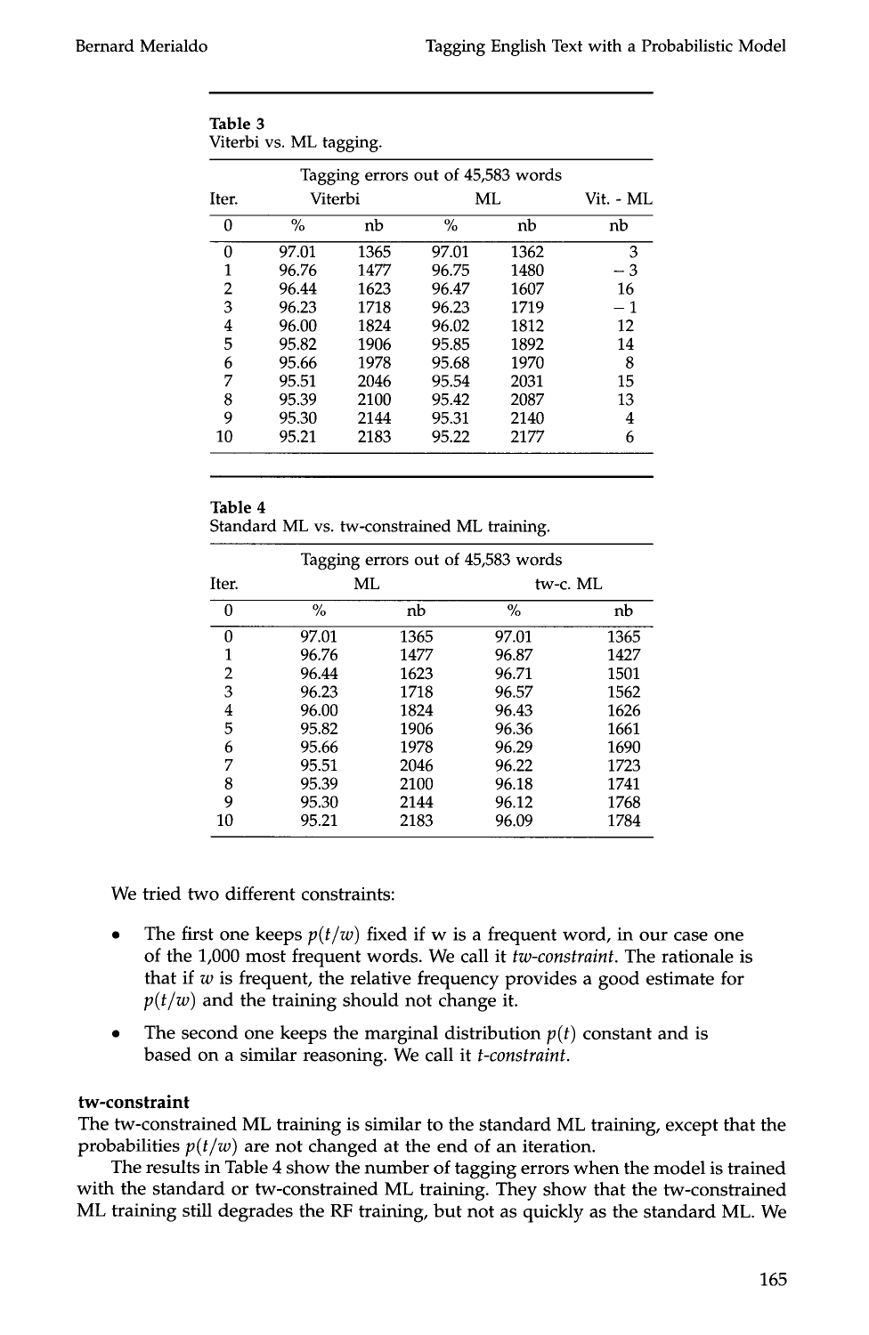**Table 3**
Viterbi vs. ML tagging.

| | Tagging errors out of 45,583 words | | | | |
|---|---|---|---|---|---|
| Iter. | Viterbi | | ML | | Vit. - ML |
| 0 | % | nb | % | nb | nb |
| 0 | 97.01 | 1365 | 97.01 | 1362 | 3 |
| 1 | 96.76 | 1477 | 96.75 | 1480 | −3 |
| 2 | 96.44 | 1623 | 96.47 | 1607 | 16 |
| 3 | 96.23 | 1718 | 96.23 | 1719 | −1 |
| 4 | 96.00 | 1824 | 96.02 | 1812 | 12 |
| 5 | 95.82 | 1906 | 95.85 | 1892 | 14 |
| 6 | 95.66 | 1978 | 95.68 | 1970 | 8 |
| 7 | 95.51 | 2046 | 95.54 | 2031 | 15 |
| 8 | 95.39 | 2100 | 95.42 | 2087 | 13 |
| 9 | 95.30 | 2144 | 95.31 | 2140 | 4 |
| 10 | 95.21 | 2183 | 95.22 | 2177 | 6 |

**Table 4**
Standard ML vs. tw-constrained ML training.

| | Tagging errors out of 45,583 words | | | |
|---|---|---|---|---|
| Iter. | ML | | tw-c. ML | |
| 0 | % | nb | % | nb |
| 0 | 97.01 | 1365 | 97.01 | 1365 |
| 1 | 96.76 | 1477 | 96.87 | 1427 |
| 2 | 96.44 | 1623 | 96.71 | 1501 |
| 3 | 96.23 | 1718 | 96.57 | 1562 |
| 4 | 96.00 | 1824 | 96.43 | 1626 |
| 5 | 95.82 | 1906 | 96.36 | 1661 |
| 6 | 95.66 | 1978 | 96.29 | 1690 |
| 7 | 95.51 | 2046 | 96.22 | 1723 |
| 8 | 95.39 | 2100 | 96.18 | 1741 |
| 9 | 95.30 | 2144 | 96.12 | 1768 |
| 10 | 95.21 | 2183 | 96.09 | 1784 |

We tried two different constraints:

- The first one keeps $p(t/w)$ fixed if w is a frequent word, in our case one of the 1,000 most frequent words. We call it *tw-constraint*. The rationale is that if $w$ is frequent, the relative frequency provides a good estimate for $p(t/w)$ and the training should not change it.
- The second one keeps the marginal distribution $p(t)$ constant and is based on a similar reasoning. We call it *t-constraint*.

**tw-constraint**

The tw-constrained ML training is similar to the standard ML training, except that the probabilities $p(t/w)$ are not changed at the end of an iteration.

The results in Table 4 show the number of tagging errors when the model is trained with the standard or tw-constrained ML training. They show that the tw-constrained ML training still degrades the RF training, but not as quickly as the standard ML. We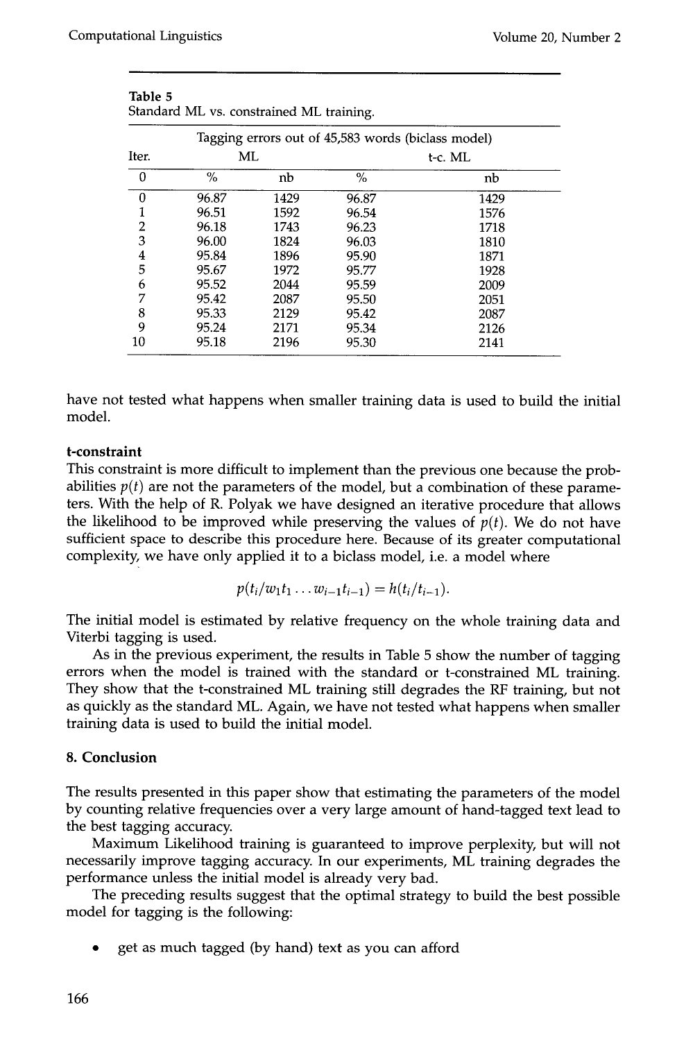Table 5
Standard ML vs. constrained ML training.

| | Tagging errors out of 45,583 words (biclass model) | | | |
|---|---|---|---|---|
| Iter. | ML | | t-c. ML | |
| 0 | % | nb | % | nb |
| 0 | 96.87 | 1429 | 96.87 | 1429 |
| 1 | 96.51 | 1592 | 96.54 | 1576 |
| 2 | 96.18 | 1743 | 96.23 | 1718 |
| 3 | 96.00 | 1824 | 96.03 | 1810 |
| 4 | 95.84 | 1896 | 95.90 | 1871 |
| 5 | 95.67 | 1972 | 95.77 | 1928 |
| 6 | 95.52 | 2044 | 95.59 | 2009 |
| 7 | 95.42 | 2087 | 95.50 | 2051 |
| 8 | 95.33 | 2129 | 95.42 | 2087 |
| 9 | 95.24 | 2171 | 95.34 | 2126 |
| 10 | 95.18 | 2196 | 95.30 | 2141 |

have not tested what happens when smaller training data is used to build the initial model.

**t-constraint**

This constraint is more difficult to implement than the previous one because the probabilities $p(t)$ are not the parameters of the model, but a combination of these parameters. With the help of R. Polyak we have designed an iterative procedure that allows the likelihood to be improved while preserving the values of $p(t)$. We do not have sufficient space to describe this procedure here. Because of its greater computational complexity, we have only applied it to a biclass model, i.e. a model where

$$p(t_i/w_1t_1 \ldots w_{i-1}t_{i-1}) = h(t_i/t_{i-1}).$$

The initial model is estimated by relative frequency on the whole training data and Viterbi tagging is used.

As in the previous experiment, the results in Table 5 show the number of tagging errors when the model is trained with the standard or t-constrained ML training. They show that the t-constrained ML training still degrades the RF training, but not as quickly as the standard ML. Again, we have not tested what happens when smaller training data is used to build the initial model.

## 8. Conclusion

The results presented in this paper show that estimating the parameters of the model by counting relative frequencies over a very large amount of hand-tagged text lead to the best tagging accuracy.

Maximum Likelihood training is guaranteed to improve perplexity, but will not necessarily improve tagging accuracy. In our experiments, ML training degrades the performance unless the initial model is already very bad.

The preceding results suggest that the optimal strategy to build the best possible model for tagging is the following:

- get as much tagged (by hand) text as you can afford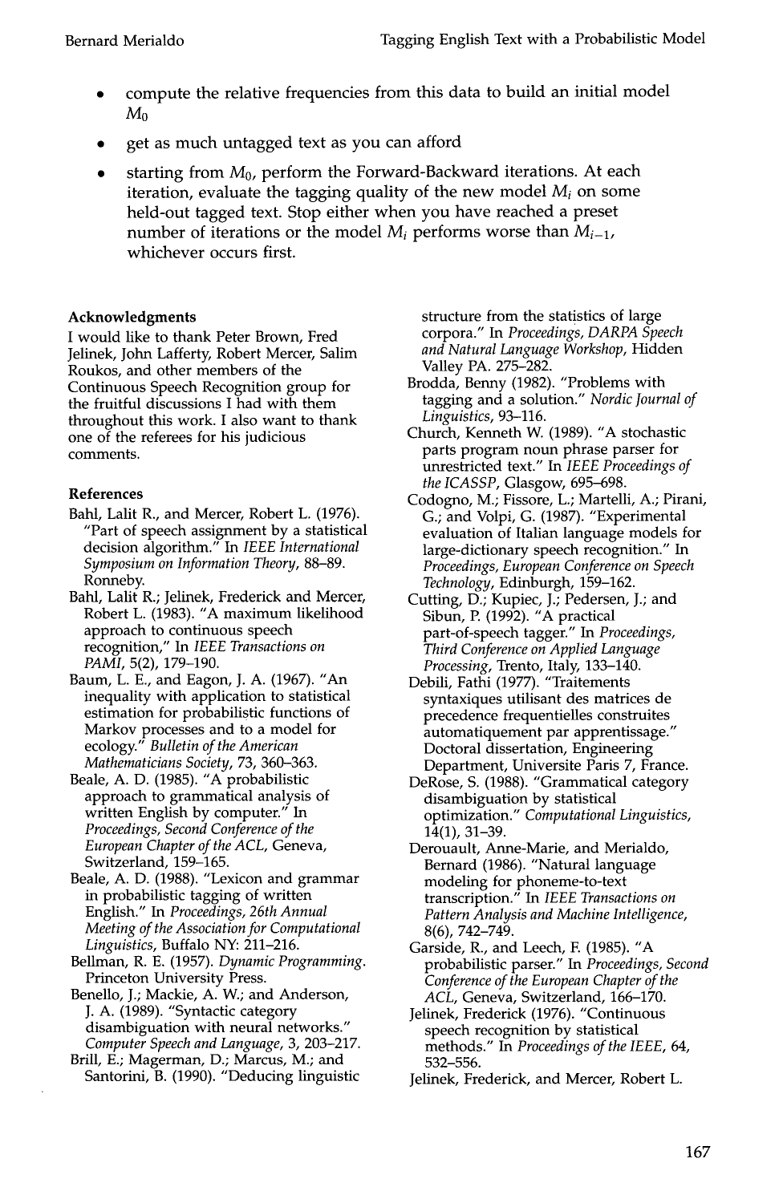- compute the relative frequencies from this data to build an initial model $M_0$
- get as much untagged text as you can afford
- starting from $M_0$, perform the Forward-Backward iterations. At each iteration, evaluate the tagging quality of the new model $M_i$ on some held-out tagged text. Stop either when you have reached a preset number of iterations or the model $M_i$ performs worse than $M_{i-1}$, whichever occurs first.

## Acknowledgments

I would like to thank Peter Brown, Fred Jelinek, John Lafferty, Robert Mercer, Salim Roukos, and other members of the Continuous Speech Recognition group for the fruitful discussions I had with them throughout this work. I also want to thank one of the referees for his judicious comments.

## References

Bahl, Lalit R., and Mercer, Robert L. (1976). "Part of speech assignment by a statistical decision algorithm." In *IEEE International Symposium on Information Theory*, 88–89. Ronneby.

Bahl, Lalit R.; Jelinek, Frederick and Mercer, Robert L. (1983). "A maximum likelihood approach to continuous speech recognition," In *IEEE Transactions on PAMI*, 5(2), 179–190.

Baum, L. E., and Eagon, J. A. (1967). "An inequality with application to statistical estimation for probabilistic functions of Markov processes and to a model for ecology." *Bulletin of the American Mathematicians Society*, 73, 360–363.

Beale, A. D. (1985). "A probabilistic approach to grammatical analysis of written English by computer." In *Proceedings, Second Conference of the European Chapter of the ACL*, Geneva, Switzerland, 159–165.

Beale, A. D. (1988). "Lexicon and grammar in probabilistic tagging of written English." In *Proceedings, 26th Annual Meeting of the Association for Computational Linguistics*, Buffalo NY: 211–216.

Bellman, R. E. (1957). *Dynamic Programming*. Princeton University Press.

Benello, J.; Mackie, A. W.; and Anderson, J. A. (1989). "Syntactic category disambiguation with neural networks." *Computer Speech and Language*, 3, 203–217.

Brill, E.; Magerman, D.; Marcus, M.; and Santorini, B. (1990). "Deducing linguistic structure from the statistics of large corpora." In *Proceedings, DARPA Speech and Natural Language Workshop*, Hidden Valley PA. 275–282.

Brodda, Benny (1982). "Problems with tagging and a solution." *Nordic Journal of Linguistics*, 93–116.

Church, Kenneth W. (1989). "A stochastic parts program noun phrase parser for unrestricted text." In *IEEE Proceedings of the ICASSP*, Glasgow, 695–698.

Codogno, M.; Fissore, L.; Martelli, A.; Pirani, G.; and Volpi, G. (1987). "Experimental evaluation of Italian language models for large-dictionary speech recognition." In *Proceedings, European Conference on Speech Technology*, Edinburgh, 159–162.

Cutting, D.; Kupiec, J.; Pedersen, J.; and Sibun, P. (1992). "A practical part-of-speech tagger." In *Proceedings, Third Conference on Applied Language Processing*, Trento, Italy, 133–140.

Debili, Fathi (1977). "Traitements syntaxiques utilisant des matrices de precedence frequentielles construites automatiquement par apprentissage." Doctoral dissertation, Engineering Department, Universite Paris 7, France.

DeRose, S. (1988). "Grammatical category disambiguation by statistical optimization." *Computational Linguistics*, 14(1), 31–39.

Derouault, Anne-Marie, and Merialdo, Bernard (1986). "Natural language modeling for phoneme-to-text transcription." In *IEEE Transactions on Pattern Analysis and Machine Intelligence*, 8(6), 742–749.

Garside, R., and Leech, F. (1985). "A probabilistic parser." In *Proceedings, Second Conference of the European Chapter of the ACL*, Geneva, Switzerland, 166–170.

Jelinek, Frederick (1976). "Continuous speech recognition by statistical methods." In *Proceedings of the IEEE*, 64, 532–556.

Jelinek, Frederick, and Mercer, Robert L.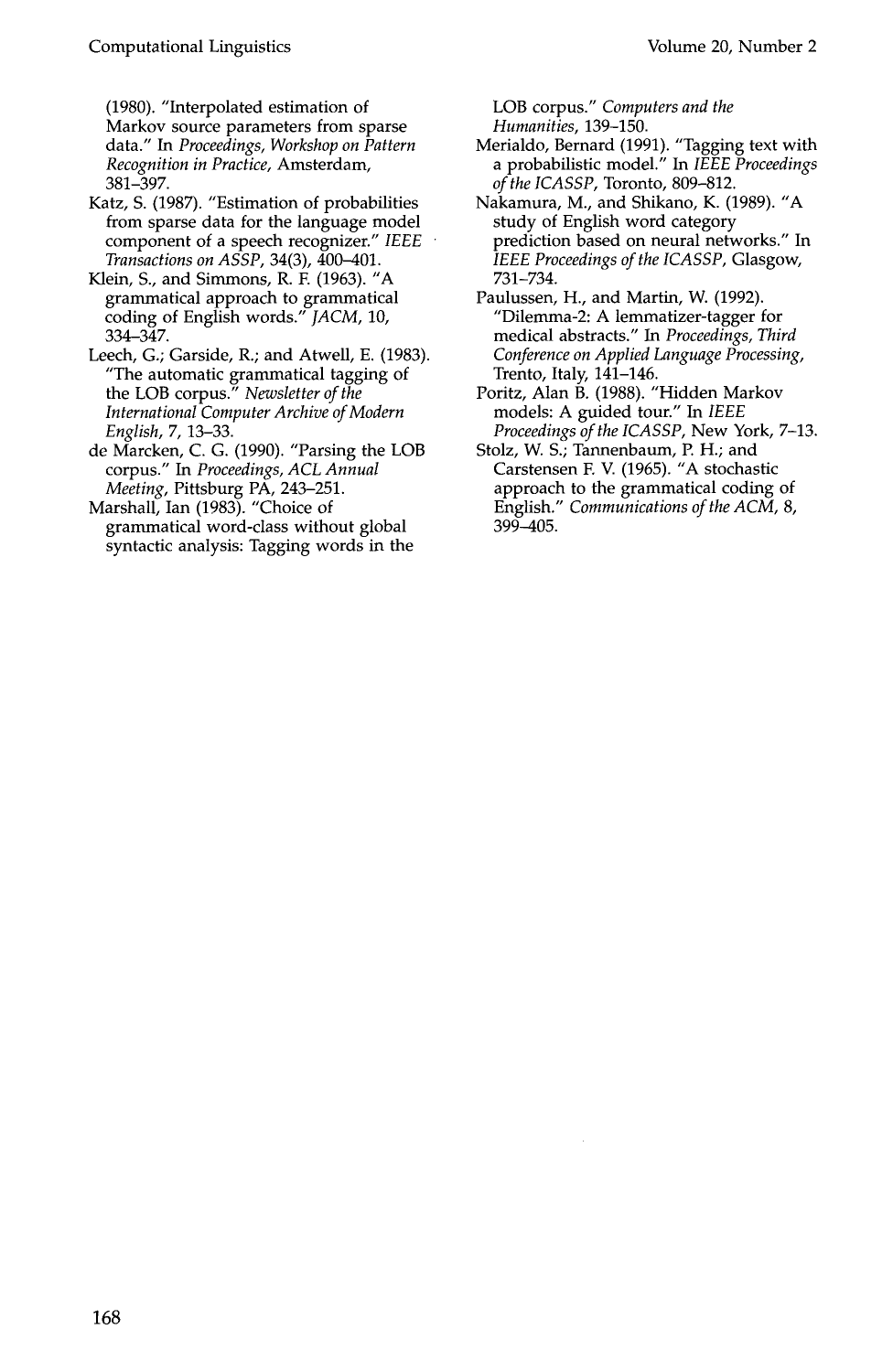(1980). "Interpolated estimation of Markov source parameters from sparse data." In *Proceedings, Workshop on Pattern Recognition in Practice*, Amsterdam, 381–397.

Katz, S. (1987). "Estimation of probabilities from sparse data for the language model component of a speech recognizer." *IEEE Transactions on ASSP*, 34(3), 400–401.

Klein, S., and Simmons, R. F. (1963). "A grammatical approach to grammatical coding of English words." *JACM*, 10, 334–347.

Leech, G.; Garside, R.; and Atwell, E. (1983). "The automatic grammatical tagging of the LOB corpus." *Newsletter of the International Computer Archive of Modern English*, 7, 13–33.

de Marcken, C. G. (1990). "Parsing the LOB corpus." In *Proceedings, ACL Annual Meeting*, Pittsburg PA, 243–251.

Marshall, Ian (1983). "Choice of grammatical word-class without global syntactic analysis: Tagging words in the LOB corpus." *Computers and the Humanities*, 139–150.

Merialdo, Bernard (1991). "Tagging text with a probabilistic model." In *IEEE Proceedings of the ICASSP*, Toronto, 809–812.

Nakamura, M., and Shikano, K. (1989). "A study of English word category prediction based on neural networks." In *IEEE Proceedings of the ICASSP*, Glasgow, 731–734.

Paulussen, H., and Martin, W. (1992). "Dilemma-2: A lemmatizer-tagger for medical abstracts." In *Proceedings, Third Conference on Applied Language Processing*, Trento, Italy, 141–146.

Poritz, Alan B. (1988). "Hidden Markov models: A guided tour." In *IEEE Proceedings of the ICASSP*, New York, 7–13.

Stolz, W. S.; Tannenbaum, P. H.; and Carstensen F. V. (1965). "A stochastic approach to the grammatical coding of English." *Communications of the ACM*, 8, 399–405.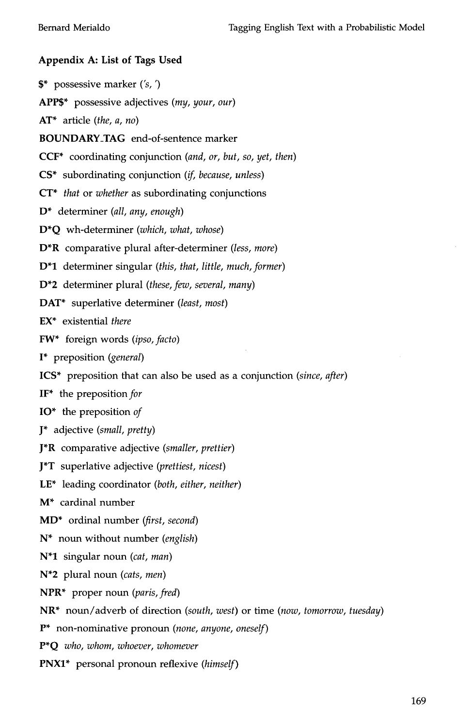### Appendix A: List of Tags Used

**$*** possessive marker (*'s, '*)

**APP$*** possessive adjectives (*my, your, our*)

**AT*** article (*the, a, no*)

**BOUNDARY_TAG** end-of-sentence marker

**CCF*** coordinating conjunction (*and, or, but, so, yet, then*)

**CS*** subordinating conjunction (*if, because, unless*)

**CT*** *that* or *whether* as subordinating conjunctions

**D*** determiner (*all, any, enough*)

**D*Q** wh-determiner (*which, what, whose*)

**D*R** comparative plural after-determiner (*less, more*)

**D*1** determiner singular (*this, that, little, much, former*)

**D*2** determiner plural (*these, few, several, many*)

**DAT*** superlative determiner (*least, most*)

**EX*** existential *there*

**FW*** foreign words (*ipso, facto*)

**I*** preposition (*general*)

**ICS*** preposition that can also be used as a conjunction (*since, after*)

**IF*** the preposition *for*

**IO*** the preposition *of*

**J*** adjective (*small, pretty*)

**J*R** comparative adjective (*smaller, prettier*)

**J*T** superlative adjective (*prettiest, nicest*)

**LE*** leading coordinator (*both, either, neither*)

**M*** cardinal number

**MD*** ordinal number (*first, second*)

**N*** noun without number (*english*)

**N*1** singular noun (*cat, man*)

**N*2** plural noun (*cats, men*)

**NPR*** proper noun (*paris, fred*)

**NR*** noun/adverb of direction (*south, west*) or time (*now, tomorrow, tuesday*)

**P*** non-nominative pronoun (*none, anyone, oneself*)

**P*Q** *who, whom, whoever, whomever*

**PNX1*** personal pronoun reflexive (*himself*)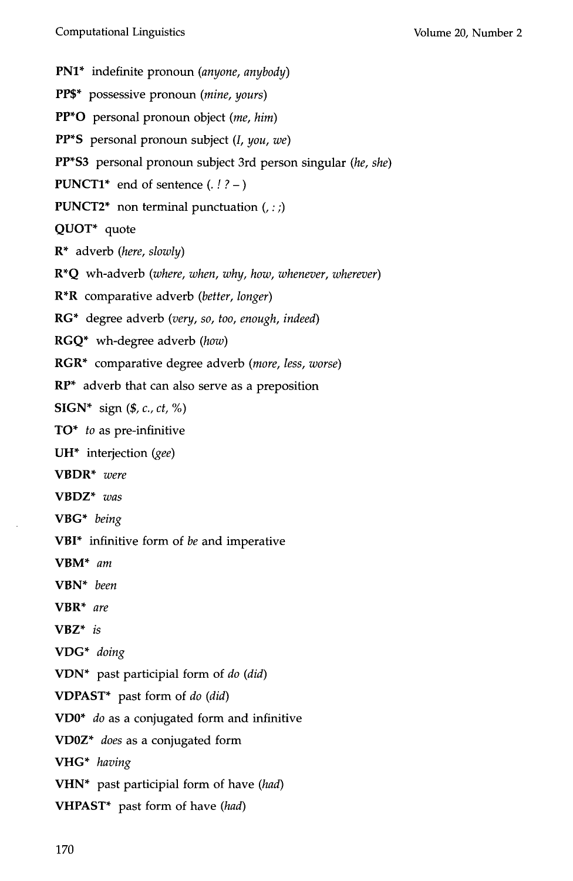**PN1*** indefinite pronoun (*anyone, anybody*)

**PP$*** possessive pronoun (*mine, yours*)

**PP*O** personal pronoun object (*me, him*)

**PP*S** personal pronoun subject (*I, you, we*)

**PP*S3** personal pronoun subject 3rd person singular (*he, she*)

**PUNCT1*** end of sentence (. ! ? – )

**PUNCT2*** non terminal punctuation (, : ;)

**QUOT*** quote

**R*** adverb (*here, slowly*)

**R*Q** wh-adverb (*where, when, why, how, whenever, wherever*)

**R*R** comparative adverb (*better, longer*)

**RG*** degree adverb (*very, so, too, enough, indeed*)

**RGQ*** wh-degree adverb (*how*)

**RGR*** comparative degree adverb (*more, less, worse*)

**RP*** adverb that can also serve as a preposition

**SIGN*** sign ($, c., ct, %)

**TO*** *to* as pre-infinitive

**UH*** interjection (*gee*)

**VBDR*** *were*

**VBDZ*** *was*

**VBG*** *being*

**VBI*** infinitive form of *be* and imperative

**VBM*** *am*

**VBN*** *been*

**VBR*** *are*

**VBZ*** *is*

**VDG*** *doing*

**VDN*** past participial form of *do* (*did*)

**VDPAST*** past form of *do* (*did*)

**VD0*** *do* as a conjugated form and infinitive

**VD0Z*** *does* as a conjugated form

**VHG*** *having*

**VHN*** past participial form of have (*had*)

**VHPAST*** past form of have (*had*)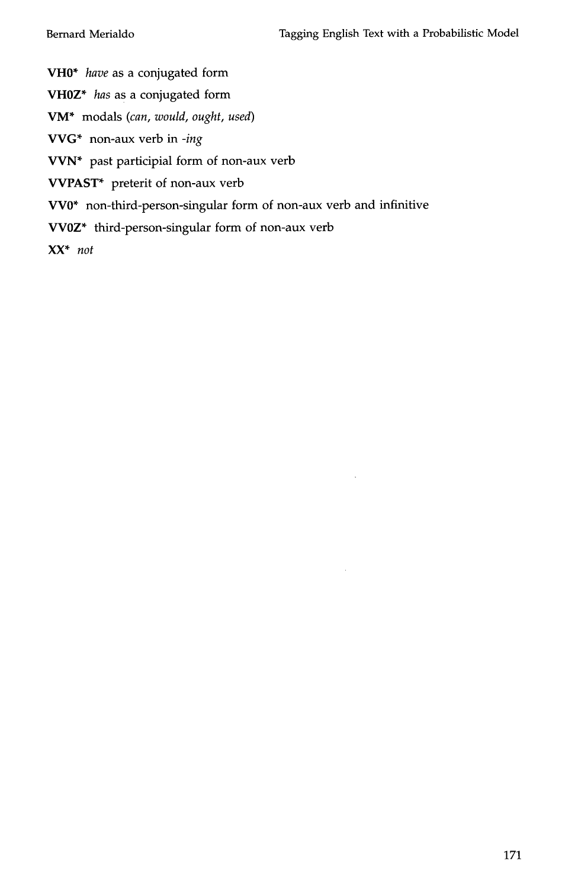**VH0*** *have* as a conjugated form

**VH0Z*** *has* as a conjugated form

**VM*** modals (*can*, *would*, *ought*, *used*)

**VVG*** non-aux verb in *-ing*

**VVN*** past participial form of non-aux verb

**VVPAST*** preterit of non-aux verb

**VV0*** non-third-person-singular form of non-aux verb and infinitive

**VV0Z*** third-person-singular form of non-aux verb

**XX*** *not*